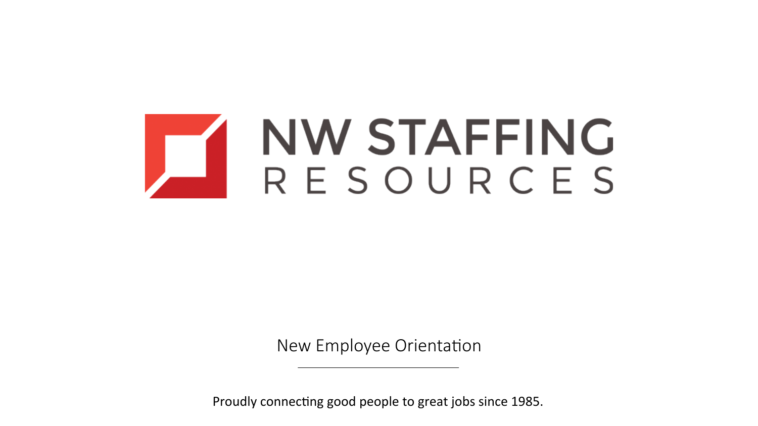# NW STAFFING RESOURCES

New Employee Orientation

---

Proudly connecting good people to great jobs since 1985.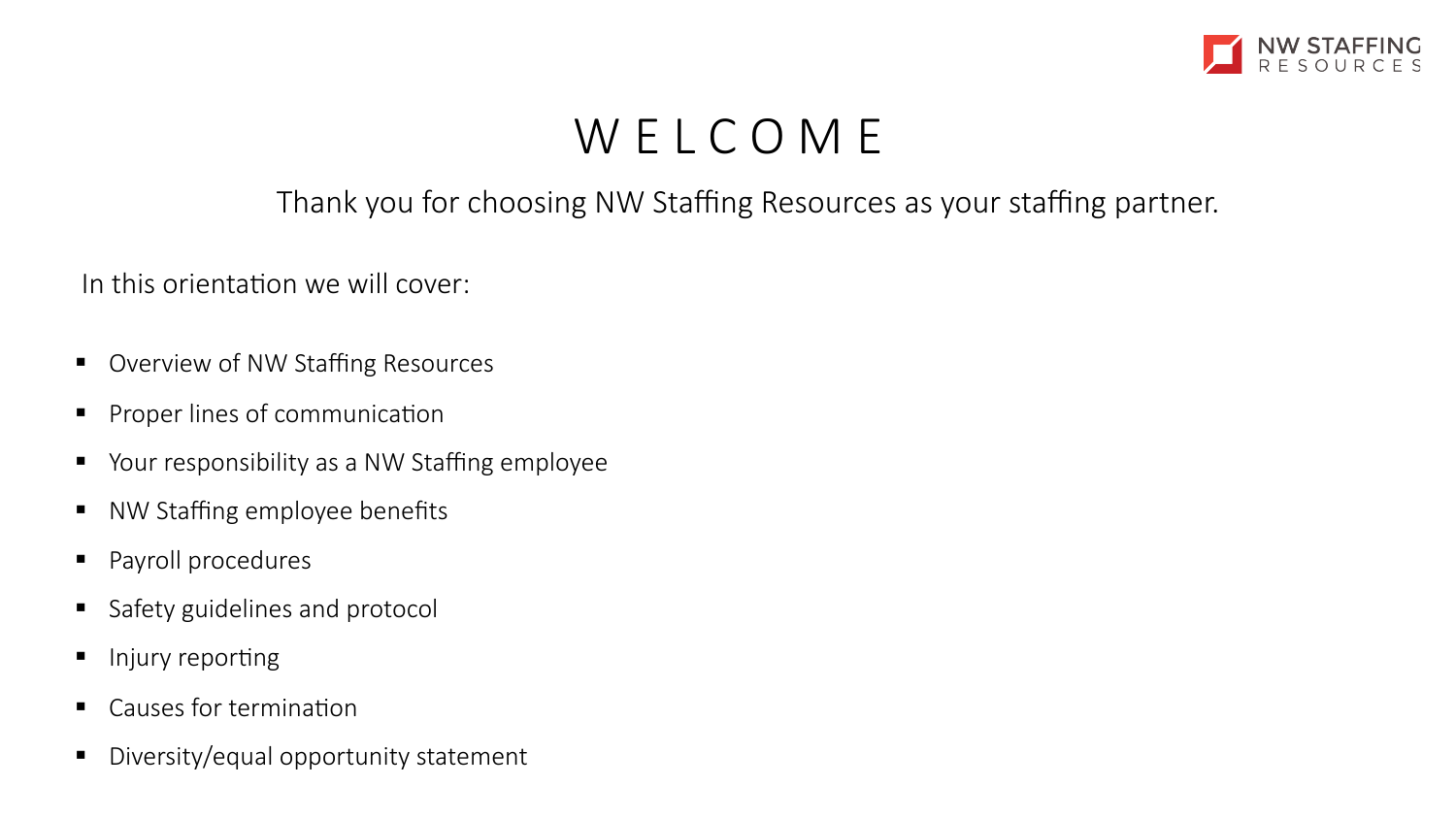# WELCOME

Thank you for choosing NW Staffing Resources as your staffing partner.

In this orientation we will cover:

- Overview of NW Staffing Resources
- Proper lines of communication
- Your responsibility as a NW Staffing employee
- NW Staffing employee benefits
- Payroll procedures
- Safety guidelines and protocol
- Injury reporting
- Causes for termination
- Diversity/equal opportunity statement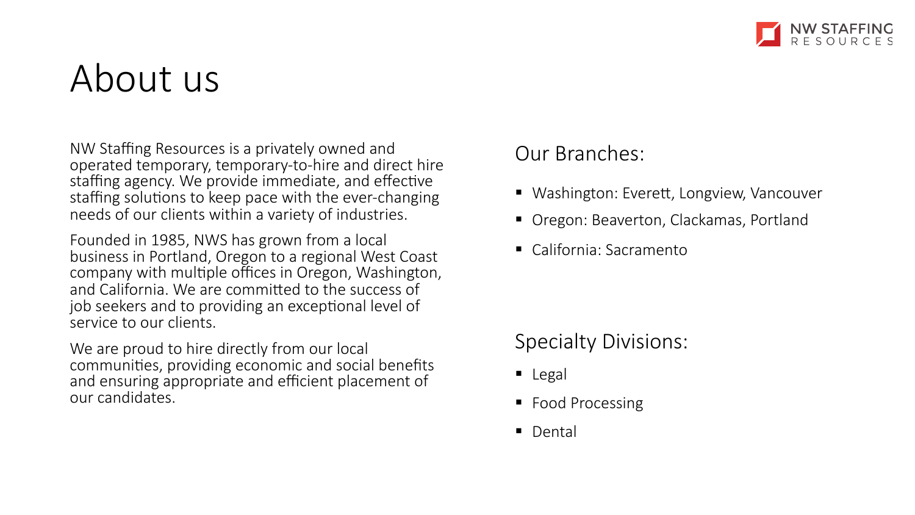# About us

NW Staffing Resources is a privately owned and operated temporary, temporary-to-hire and direct hire staffing agency. We provide immediate, and effective staffing solutions to keep pace with the ever-changing needs of our clients within a variety of industries.

Founded in 1985, NWS has grown from a local business in Portland, Oregon to a regional West Coast company with multiple offices in Oregon, Washington, and California. We are committed to the success of job seekers and to providing an exceptional level of service to our clients.

We are proud to hire directly from our local communities, providing economic and social benefits and ensuring appropriate and efficient placement of our candidates.

## Our Branches:

- Washington: Everett, Longview, Vancouver
- Oregon: Beaverton, Clackamas, Portland
- California: Sacramento

## Specialty Divisions:

- Legal
- Food Processing
- Dental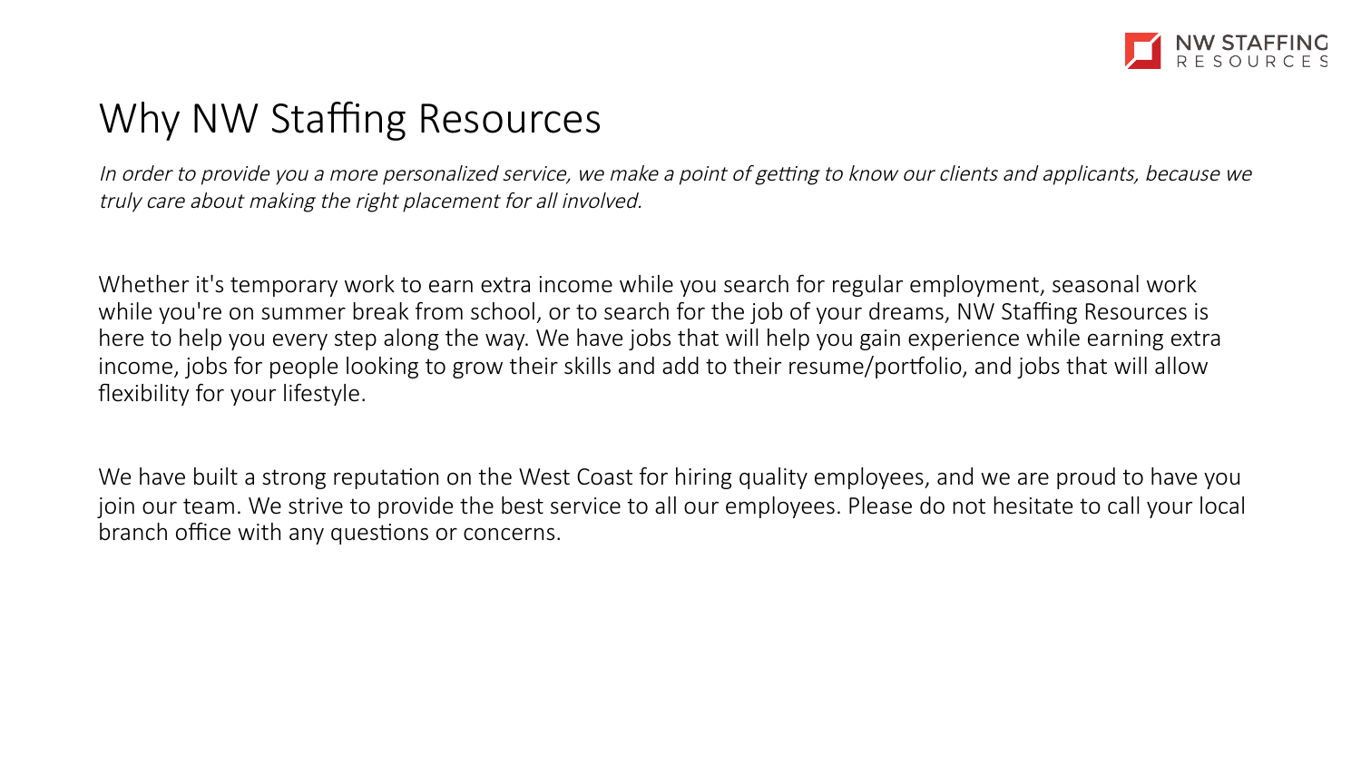# Why NW Staffing Resources

*In order to provide you a more personalized service, we make a point of getting to know our clients and applicants, because we truly care about making the right placement for all involved.*

Whether it's temporary work to earn extra income while you search for regular employment, seasonal work while you're on summer break from school, or to search for the job of your dreams, NW Staffing Resources is here to help you every step along the way. We have jobs that will help you gain experience while earning extra income, jobs for people looking to grow their skills and add to their resume/portfolio, and jobs that will allow flexibility for your lifestyle.

We have built a strong reputation on the West Coast for hiring quality employees, and we are proud to have you join our team. We strive to provide the best service to all our employees. Please do not hesitate to call your local branch office with any questions or concerns.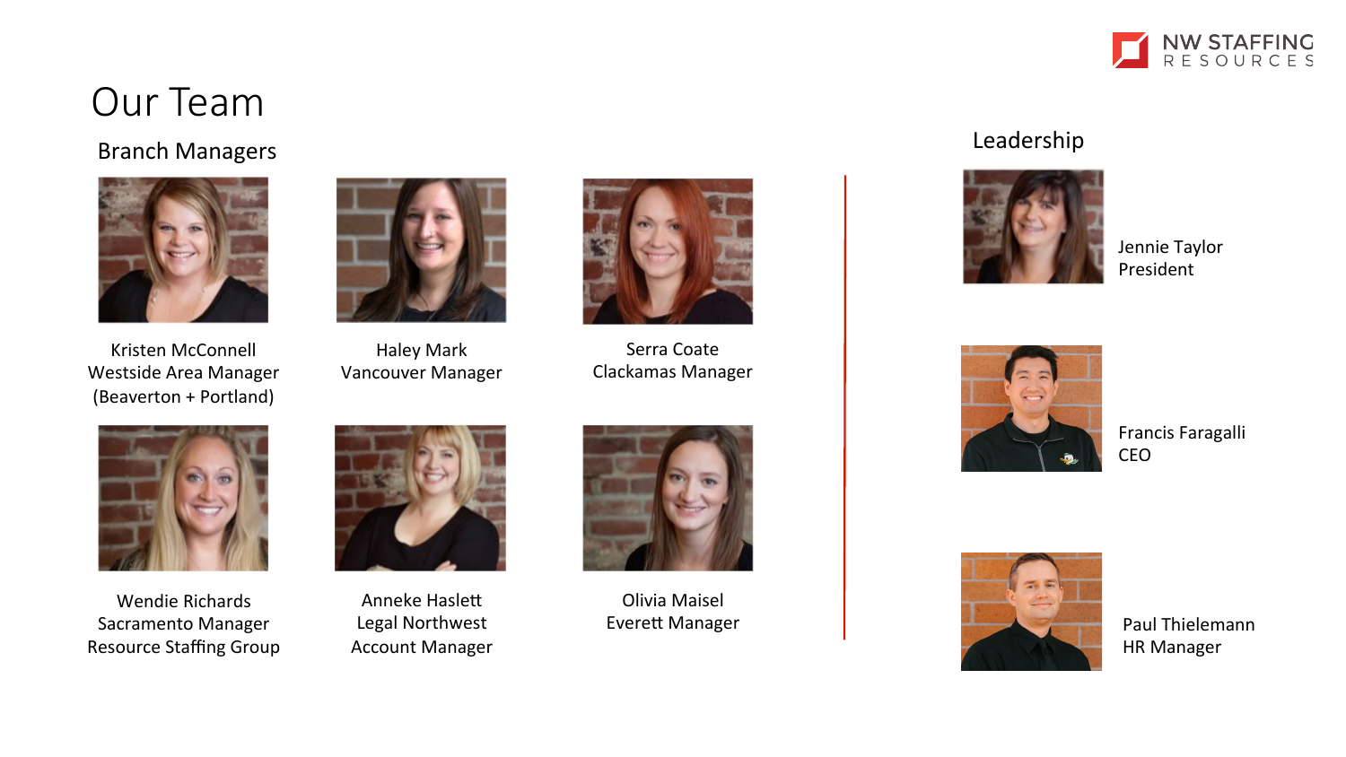# Our Team

## Branch Managers

Kristen McConnell
Westside Area Manager
(Beaverton + Portland)

Haley Mark
Vancouver Manager

Serra Coate
Clackamas Manager

Wendie Richards
Sacramento Manager
Resource Staffing Group

Anneke Haslett
Legal Northwest
Account Manager

Olivia Maisel
Everett Manager

## Leadership

Jennie Taylor
President

Francis Faragalli
CEO

Paul Thielemann
HR Manager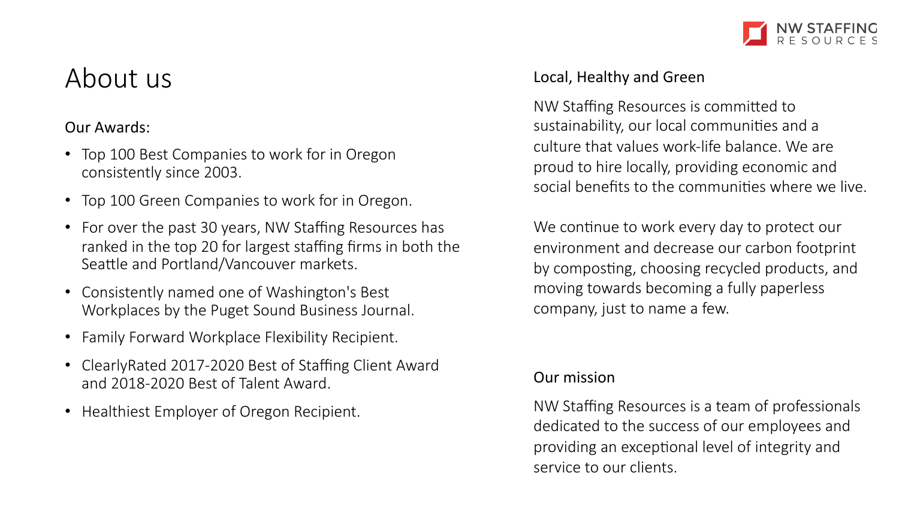# About us

## Our Awards:

- Top 100 Best Companies to work for in Oregon consistently since 2003.
- Top 100 Green Companies to work for in Oregon.
- For over the past 30 years, NW Staffing Resources has ranked in the top 20 for largest staffing firms in both the Seattle and Portland/Vancouver markets.
- Consistently named one of Washington's Best Workplaces by the Puget Sound Business Journal.
- Family Forward Workplace Flexibility Recipient.
- ClearlyRated 2017-2020 Best of Staffing Client Award and 2018-2020 Best of Talent Award.
- Healthiest Employer of Oregon Recipient.

## Local, Healthy and Green

NW Staffing Resources is committed to sustainability, our local communities and a culture that values work-life balance. We are proud to hire locally, providing economic and social benefits to the communities where we live.

We continue to work every day to protect our environment and decrease our carbon footprint by composting, choosing recycled products, and moving towards becoming a fully paperless company, just to name a few.

## Our mission

NW Staffing Resources is a team of professionals dedicated to the success of our employees and providing an exceptional level of integrity and service to our clients.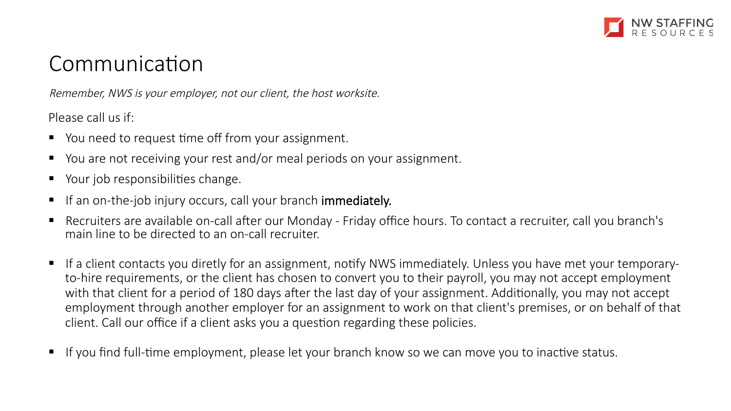# Communication

*Remember, NWS is your employer, not our client, the host worksite.*

Please call us if:

- You need to request time off from your assignment.
- You are not receiving your rest and/or meal periods on your assignment.
- Your job responsibilities change.
- If an on-the-job injury occurs, call your branch **immediately.**
- Recruiters are available on-call after our Monday - Friday office hours. To contact a recruiter, call you branch's main line to be directed to an on-call recruiter.
- If a client contacts you diretly for an assignment, notify NWS immediately. Unless you have met your temporary-to-hire requirements, or the client has chosen to convert you to their payroll, you may not accept employment with that client for a period of 180 days after the last day of your assignment. Additionally, you may not accept employment through another employer for an assignment to work on that client's premises, or on behalf of that client. Call our office if a client asks you a question regarding these policies.
- If you find full-time employment, please let your branch know so we can move you to inactive status.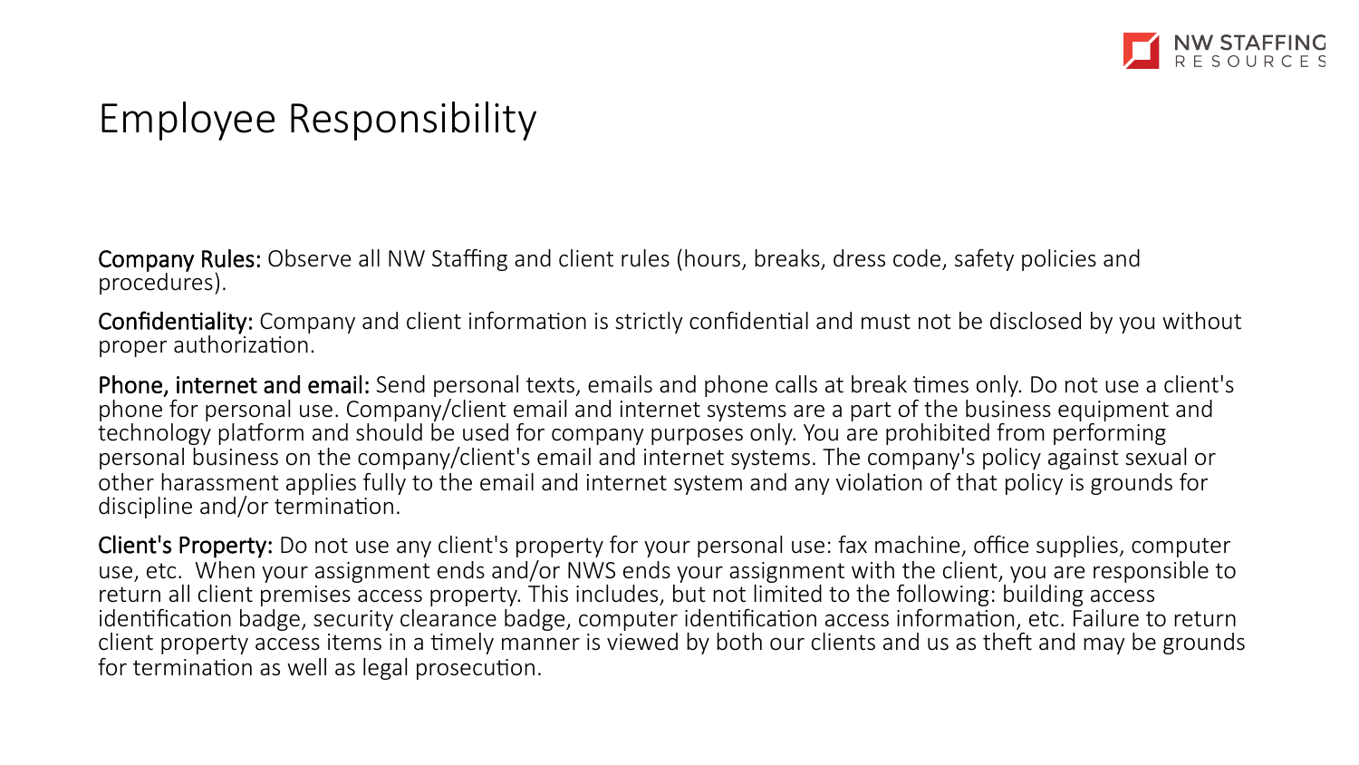# Employee Responsibility

**Company Rules:** Observe all NW Staffing and client rules (hours, breaks, dress code, safety policies and procedures).

**Confidentiality:** Company and client information is strictly confidential and must not be disclosed by you without proper authorization.

**Phone, internet and email:** Send personal texts, emails and phone calls at break times only. Do not use a client's phone for personal use. Company/client email and internet systems are a part of the business equipment and technology platform and should be used for company purposes only. You are prohibited from performing personal business on the company/client's email and internet systems. The company's policy against sexual or other harassment applies fully to the email and internet system and any violation of that policy is grounds for discipline and/or termination.

**Client's Property:** Do not use any client's property for your personal use: fax machine, office supplies, computer use, etc. When your assignment ends and/or NWS ends your assignment with the client, you are responsible to return all client premises access property. This includes, but not limited to the following: building access identification badge, security clearance badge, computer identification access information, etc. Failure to return client property access items in a timely manner is viewed by both our clients and us as theft and may be grounds for termination as well as legal prosecution.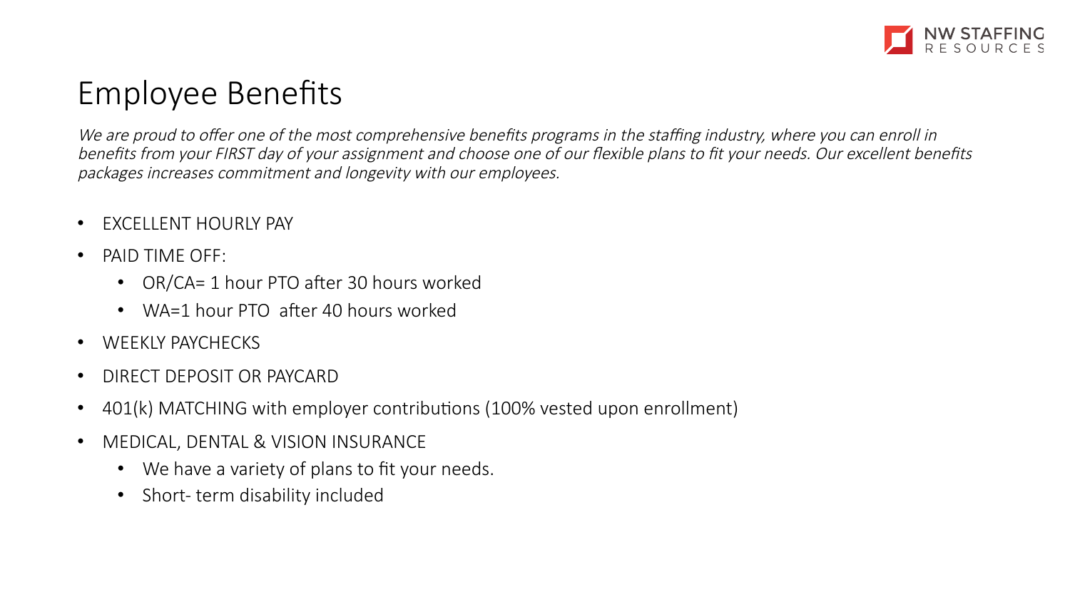# Employee Benefits

*We are proud to offer one of the most comprehensive benefits programs in the staffing industry, where you can enroll in benefits from your FIRST day of your assignment and choose one of our flexible plans to fit your needs. Our excellent benefits packages increases commitment and longevity with our employees.*

- EXCELLENT HOURLY PAY
- PAID TIME OFF:
  - OR/CA= 1 hour PTO after 30 hours worked
  - WA=1 hour PTO after 40 hours worked
- WEEKLY PAYCHECKS
- DIRECT DEPOSIT OR PAYCARD
- 401(k) MATCHING with employer contributions (100% vested upon enrollment)
- MEDICAL, DENTAL & VISION INSURANCE
  - We have a variety of plans to fit your needs.
  - Short- term disability included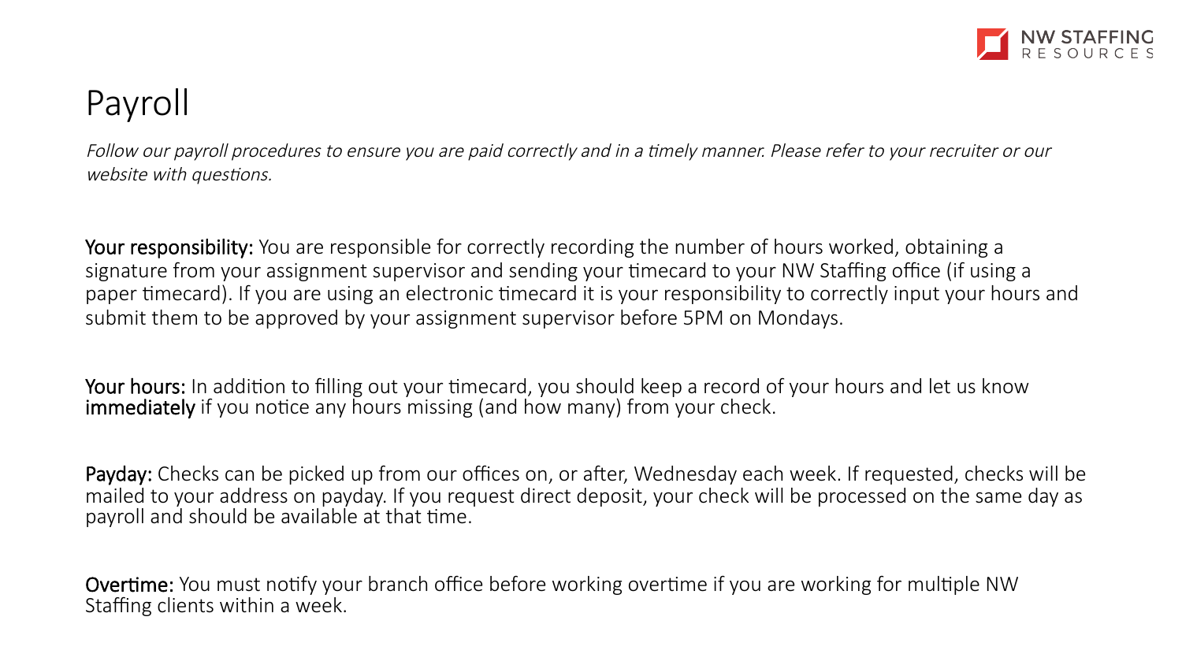# Payroll

*Follow our payroll procedures to ensure you are paid correctly and in a timely manner. Please refer to your recruiter or our website with questions.*

**Your responsibility:** You are responsible for correctly recording the number of hours worked, obtaining a signature from your assignment supervisor and sending your timecard to your NW Staffing office (if using a paper timecard). If you are using an electronic timecard it is your responsibility to correctly input your hours and submit them to be approved by your assignment supervisor before 5PM on Mondays.

**Your hours:** In addition to filling out your timecard, you should keep a record of your hours and let us know **immediately** if you notice any hours missing (and how many) from your check.

**Payday:** Checks can be picked up from our offices on, or after, Wednesday each week. If requested, checks will be mailed to your address on payday. If you request direct deposit, your check will be processed on the same day as payroll and should be available at that time.

**Overtime:** You must notify your branch office before working overtime if you are working for multiple NW Staffing clients within a week.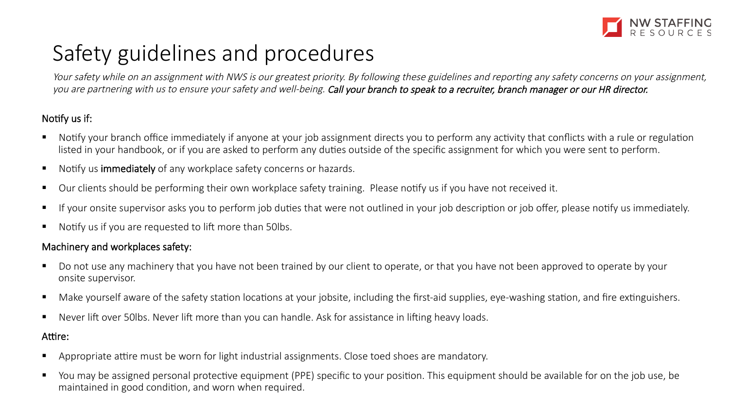# Safety guidelines and procedures

*Your safety while on an assignment with NWS is our greatest priority. By following these guidelines and reporting any safety concerns on your assignment, you are partnering with us to ensure your safety and well-being. Call your branch to speak to a recruiter, branch manager or our HR director.*

Notify us if:

- Notify your branch office immediately if anyone at your job assignment directs you to perform any activity that conflicts with a rule or regulation listed in your handbook, or if you are asked to perform any duties outside of the specific assignment for which you were sent to perform.
- Notify us **immediately** of any workplace safety concerns or hazards.
- Our clients should be performing their own workplace safety training. Please notify us if you have not received it.
- If your onsite supervisor asks you to perform job duties that were not outlined in your job description or job offer, please notify us immediately.
- Notify us if you are requested to lift more than 50lbs.

Machinery and workplaces safety:

- Do not use any machinery that you have not been trained by our client to operate, or that you have not been approved to operate by your onsite supervisor.
- Make yourself aware of the safety station locations at your jobsite, including the first-aid supplies, eye-washing station, and fire extinguishers.
- Never lift over 50lbs. Never lift more than you can handle. Ask for assistance in lifting heavy loads.

Attire:

- Appropriate attire must be worn for light industrial assignments. Close toed shoes are mandatory.
- You may be assigned personal protective equipment (PPE) specific to your position. This equipment should be available for on the job use, be maintained in good condition, and worn when required.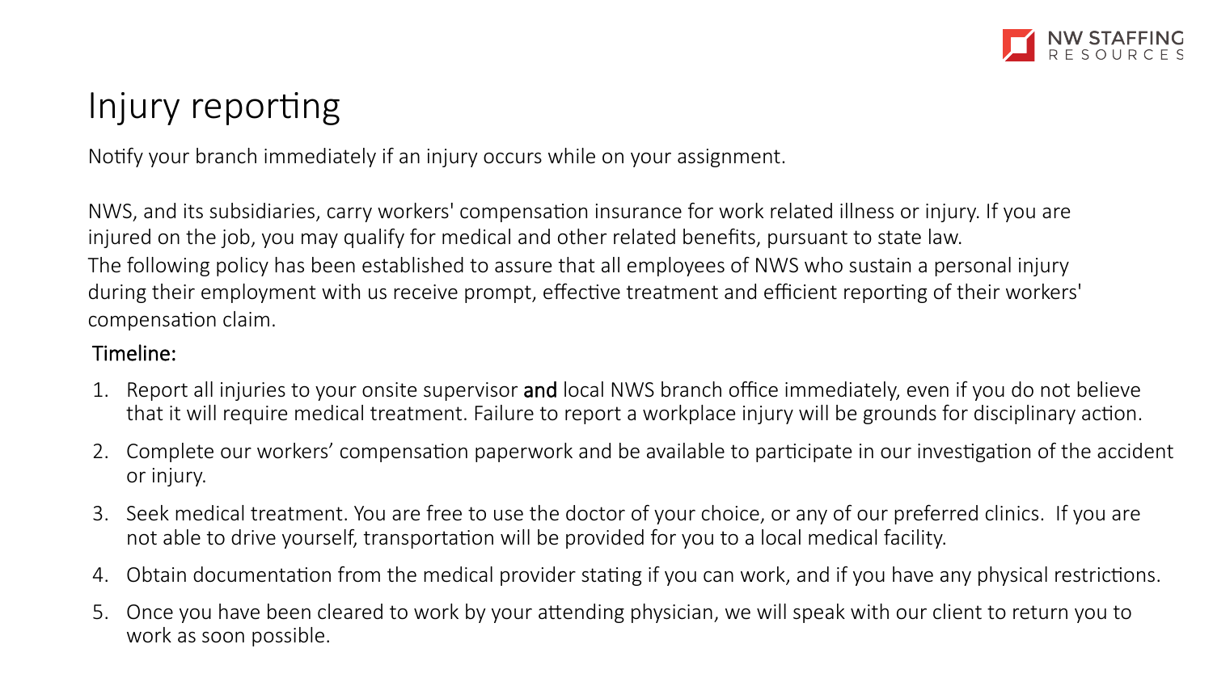# Injury reporting

Notify your branch immediately if an injury occurs while on your assignment.

NWS, and its subsidiaries, carry workers' compensation insurance for work related illness or injury. If you are injured on the job, you may qualify for medical and other related benefits, pursuant to state law.
The following policy has been established to assure that all employees of NWS who sustain a personal injury during their employment with us receive prompt, effective treatment and efficient reporting of their workers' compensation claim.

Timeline:

1. Report all injuries to your onsite supervisor **and** local NWS branch office immediately, even if you do not believe that it will require medical treatment. Failure to report a workplace injury will be grounds for disciplinary action.
2. Complete our workers' compensation paperwork and be available to participate in our investigation of the accident or injury.
3. Seek medical treatment. You are free to use the doctor of your choice, or any of our preferred clinics. If you are not able to drive yourself, transportation will be provided for you to a local medical facility.
4. Obtain documentation from the medical provider stating if you can work, and if you have any physical restrictions.
5. Once you have been cleared to work by your attending physician, we will speak with our client to return you to work as soon possible.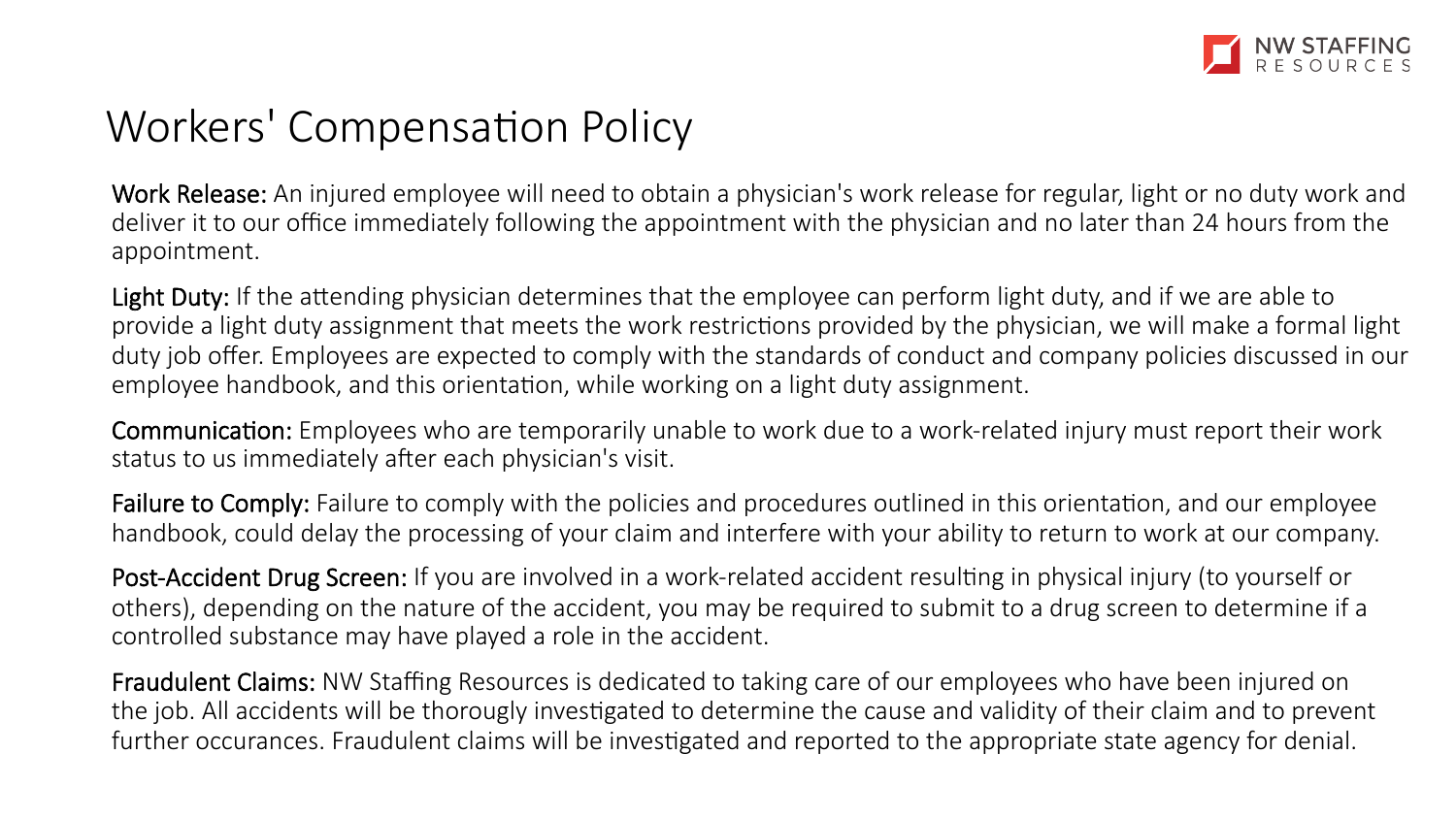# Workers' Compensation Policy

**Work Release:** An injured employee will need to obtain a physician's work release for regular, light or no duty work and deliver it to our office immediately following the appointment with the physician and no later than 24 hours from the appointment.

**Light Duty:** If the attending physician determines that the employee can perform light duty, and if we are able to provide a light duty assignment that meets the work restrictions provided by the physician, we will make a formal light duty job offer. Employees are expected to comply with the standards of conduct and company policies discussed in our employee handbook, and this orientation, while working on a light duty assignment.

**Communication:** Employees who are temporarily unable to work due to a work-related injury must report their work status to us immediately after each physician's visit.

**Failure to Comply:** Failure to comply with the policies and procedures outlined in this orientation, and our employee handbook, could delay the processing of your claim and interfere with your ability to return to work at our company.

**Post-Accident Drug Screen:** If you are involved in a work-related accident resulting in physical injury (to yourself or others), depending on the nature of the accident, you may be required to submit to a drug screen to determine if a controlled substance may have played a role in the accident.

**Fraudulent Claims:** NW Staffing Resources is dedicated to taking care of our employees who have been injured on the job. All accidents will be thorougly investigated to determine the cause and validity of their claim and to prevent further occurances. Fraudulent claims will be investigated and reported to the appropriate state agency for denial.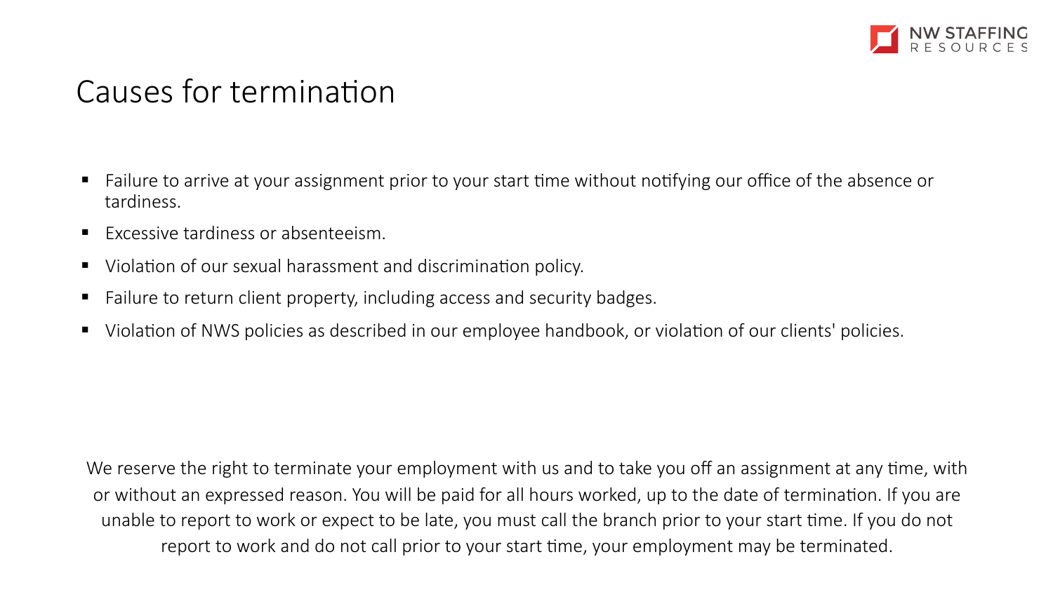# Causes for termination

- Failure to arrive at your assignment prior to your start time without notifying our office of the absence or tardiness.
- Excessive tardiness or absenteeism.
- Violation of our sexual harassment and discrimination policy.
- Failure to return client property, including access and security badges.
- Violation of NWS policies as described in our employee handbook, or violation of our clients' policies.

We reserve the right to terminate your employment with us and to take you off an assignment at any time, with or without an expressed reason. You will be paid for all hours worked, up to the date of termination. If you are unable to report to work or expect to be late, you must call the branch prior to your start time. If you do not report to work and do not call prior to your start time, your employment may be terminated.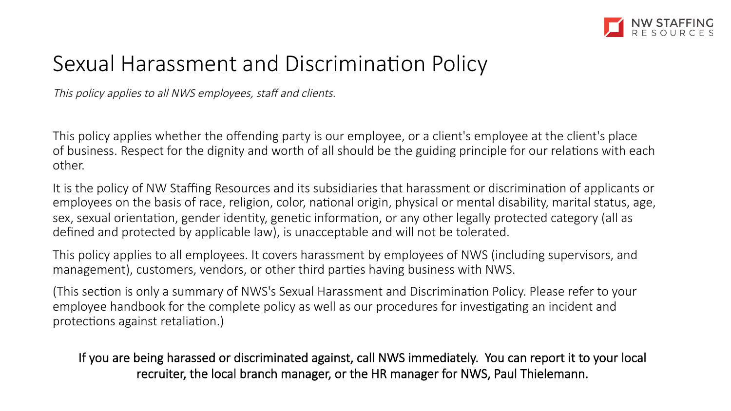# Sexual Harassment and Discrimination Policy

*This policy applies to all NWS employees, staff and clients.*

This policy applies whether the offending party is our employee, or a client's employee at the client's place of business. Respect for the dignity and worth of all should be the guiding principle for our relations with each other.

It is the policy of NW Staffing Resources and its subsidiaries that harassment or discrimination of applicants or employees on the basis of race, religion, color, national origin, physical or mental disability, marital status, age, sex, sexual orientation, gender identity, genetic information, or any other legally protected category (all as defined and protected by applicable law), is unacceptable and will not be tolerated.

This policy applies to all employees. It covers harassment by employees of NWS (including supervisors, and management), customers, vendors, or other third parties having business with NWS.

(This section is only a summary of NWS's Sexual Harassment and Discrimination Policy. Please refer to your employee handbook for the complete policy as well as our procedures for investigating an incident and protections against retaliation.)

If you are being harassed or discriminated against, call NWS immediately. You can report it to your local recruiter, the local branch manager, or the HR manager for NWS, Paul Thielemann.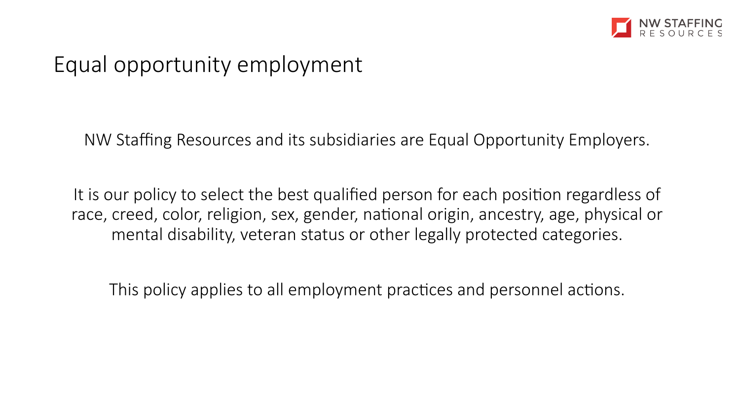# Equal opportunity employment

NW Staffing Resources and its subsidiaries are Equal Opportunity Employers.

It is our policy to select the best qualified person for each position regardless of race, creed, color, religion, sex, gender, national origin, ancestry, age, physical or mental disability, veteran status or other legally protected categories.

This policy applies to all employment practices and personnel actions.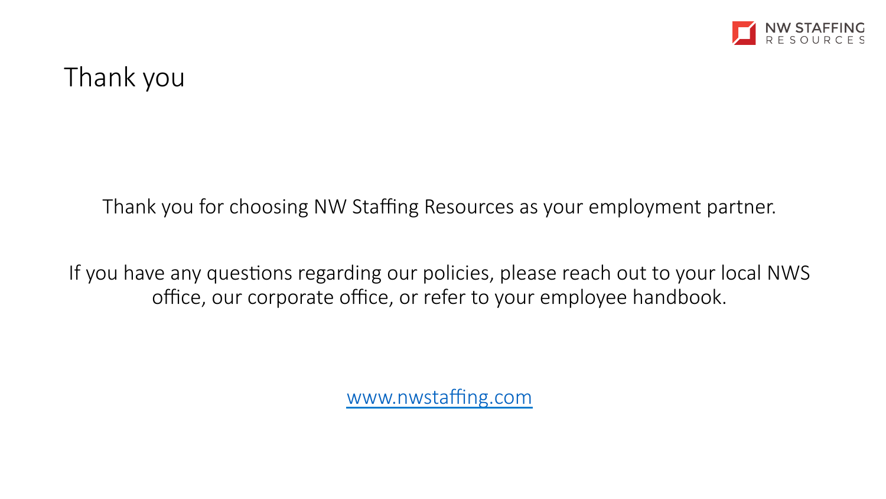# Thank you

Thank you for choosing NW Staffing Resources as your employment partner.

If you have any questions regarding our policies, please reach out to your local NWS office, our corporate office, or refer to your employee handbook.

[www.nwstaffing.com](http://www.nwstaffing.com)